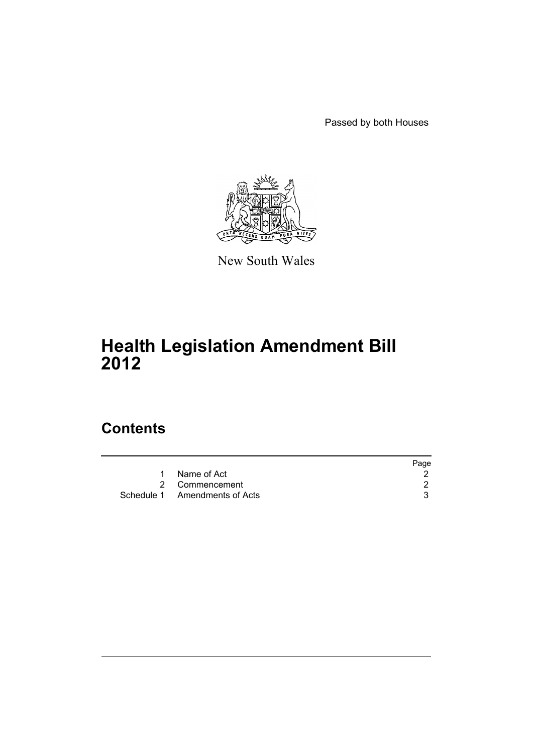Passed by both Houses

New South Wales

# Health Legislation Amendment Bill 2012

## Contents

| | | Page |
|---|---|---|
| 1 | Name of Act | 2 |
| 2 | Commencement | 2 |
| Schedule 1 | Amendments of Acts | 3 |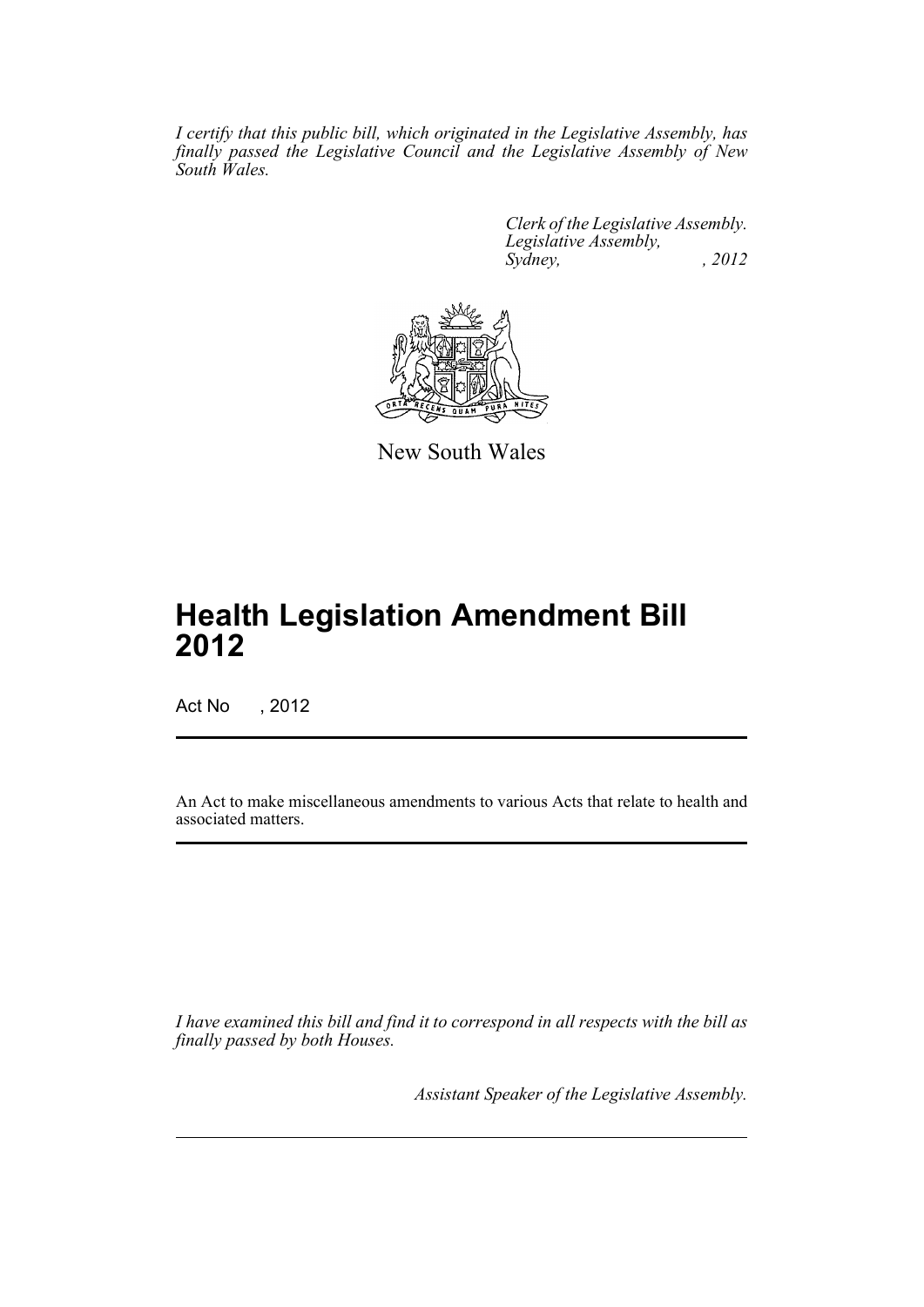*I certify that this public bill, which originated in the Legislative Assembly, has finally passed the Legislative Council and the Legislative Assembly of New South Wales.*

*Clerk of the Legislative Assembly.*
*Legislative Assembly,*
*Sydney, , 2012*

New South Wales

# Health Legislation Amendment Bill 2012

Act No , 2012

An Act to make miscellaneous amendments to various Acts that relate to health and associated matters.

*I have examined this bill and find it to correspond in all respects with the bill as finally passed by both Houses.*

*Assistant Speaker of the Legislative Assembly.*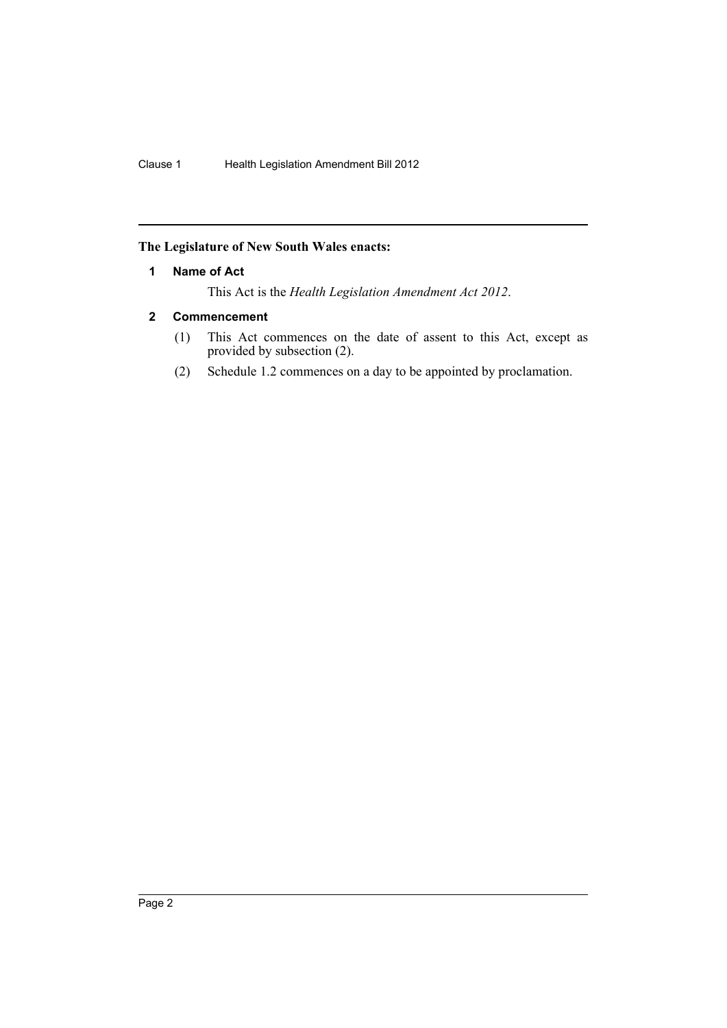**The Legislature of New South Wales enacts:**

#### 1 Name of Act

This Act is the *Health Legislation Amendment Act 2012*.

#### 2 Commencement

(1) This Act commences on the date of assent to this Act, except as provided by subsection (2).

(2) Schedule 1.2 commences on a day to be appointed by proclamation.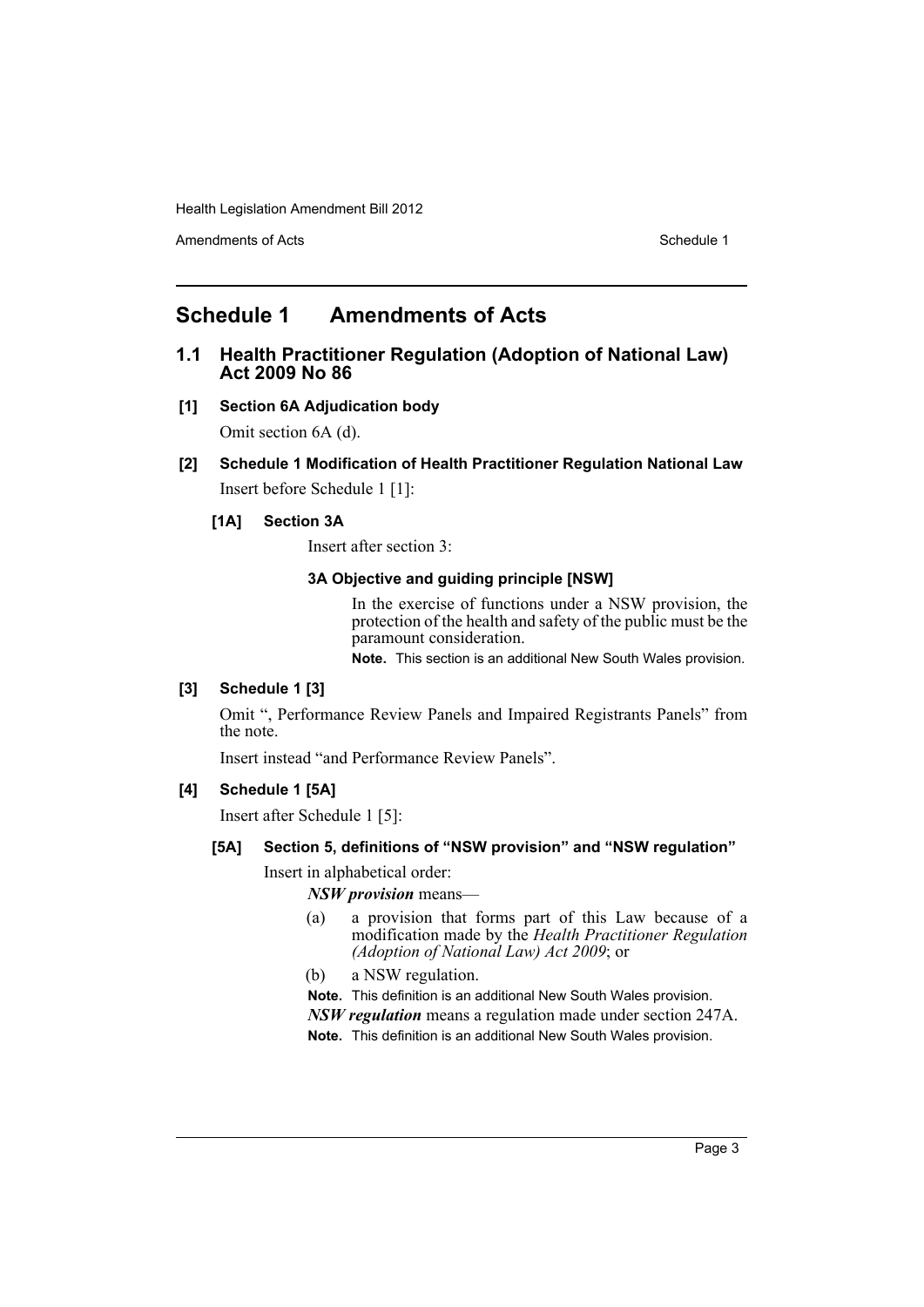# Schedule 1 Amendments of Acts

## 1.1 Health Practitioner Regulation (Adoption of National Law) Act 2009 No 86

### [1] Section 6A Adjudication body

Omit section 6A (d).

### [2] Schedule 1 Modification of Health Practitioner Regulation National Law

Insert before Schedule 1 [1]:

#### [1A] Section 3A

Insert after section 3:

**3A Objective and guiding principle [NSW]**

In the exercise of functions under a NSW provision, the protection of the health and safety of the public must be the paramount consideration.

**Note.** This section is an additional New South Wales provision.

### [3] Schedule 1 [3]

Omit ", Performance Review Panels and Impaired Registrants Panels" from the note.

Insert instead "and Performance Review Panels".

### [4] Schedule 1 [5A]

Insert after Schedule 1 [5]:

#### [5A] Section 5, definitions of "NSW provision" and "NSW regulation"

Insert in alphabetical order:

***NSW provision*** means—

(a) a provision that forms part of this Law because of a modification made by the *Health Practitioner Regulation (Adoption of National Law) Act 2009*; or

(b) a NSW regulation.

**Note.** This definition is an additional New South Wales provision.

***NSW regulation*** means a regulation made under section 247A.

**Note.** This definition is an additional New South Wales provision.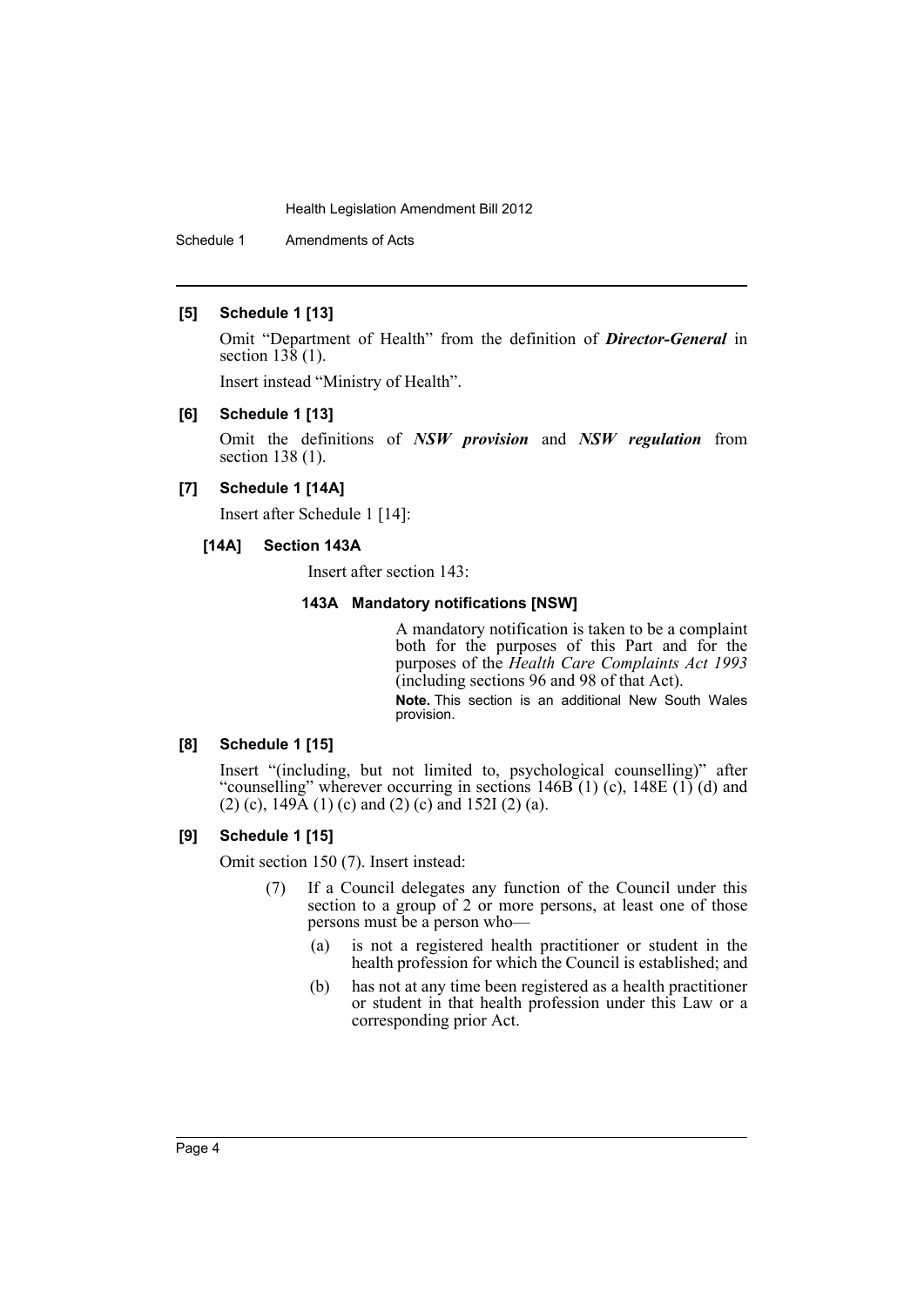### [5] Schedule 1 [13]

Omit "Department of Health" from the definition of ***Director-General*** in section 138 (1).

Insert instead "Ministry of Health".

### [6] Schedule 1 [13]

Omit the definitions of ***NSW provision*** and ***NSW regulation*** from section 138 (1).

### [7] Schedule 1 [14A]

Insert after Schedule 1 [14]:

#### [14A] Section 143A

Insert after section 143:

##### 143A Mandatory notifications [NSW]

A mandatory notification is taken to be a complaint both for the purposes of this Part and for the purposes of the *Health Care Complaints Act 1993* (including sections 96 and 98 of that Act).

**Note.** This section is an additional New South Wales provision.

### [8] Schedule 1 [15]

Insert "(including, but not limited to, psychological counselling)" after "counselling" wherever occurring in sections 146B (1) (c), 148E (1) (d) and (2) (c), 149A (1) (c) and (2) (c) and 152I (2) (a).

### [9] Schedule 1 [15]

Omit section 150 (7). Insert instead:

(7) If a Council delegates any function of the Council under this section to a group of 2 or more persons, at least one of those persons must be a person who—

- (a) is not a registered health practitioner or student in the health profession for which the Council is established; and
- (b) has not at any time been registered as a health practitioner or student in that health profession under this Law or a corresponding prior Act.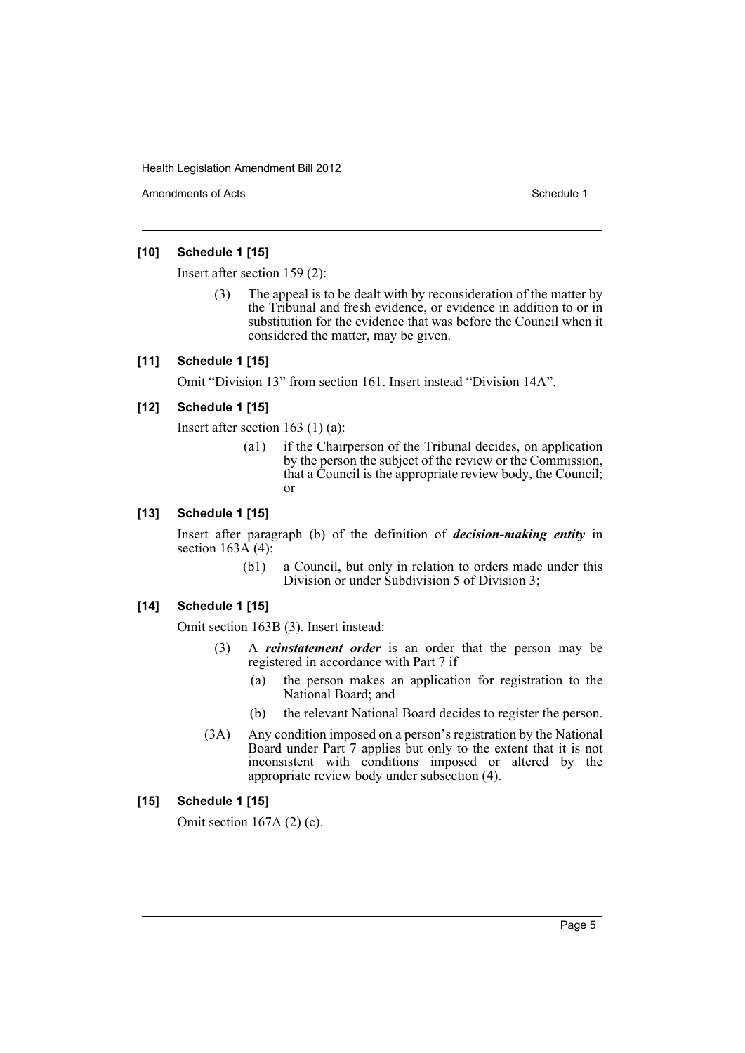### [10] Schedule 1 [15]

Insert after section 159 (2):

> (3) The appeal is to be dealt with by reconsideration of the matter by the Tribunal and fresh evidence, or evidence in addition to or in substitution for the evidence that was before the Council when it considered the matter, may be given.

### [11] Schedule 1 [15]

Omit "Division 13" from section 161. Insert instead "Division 14A".

### [12] Schedule 1 [15]

Insert after section 163 (1) (a):

> (a1) if the Chairperson of the Tribunal decides, on application by the person the subject of the review or the Commission, that a Council is the appropriate review body, the Council; or

### [13] Schedule 1 [15]

Insert after paragraph (b) of the definition of ***decision-making entity*** in section 163A (4):

> (b1) a Council, but only in relation to orders made under this Division or under Subdivision 5 of Division 3;

### [14] Schedule 1 [15]

Omit section 163B (3). Insert instead:

> (3) A ***reinstatement order*** is an order that the person may be registered in accordance with Part 7 if—
>
> (a) the person makes an application for registration to the National Board; and
>
> (b) the relevant National Board decides to register the person.
>
> (3A) Any condition imposed on a person's registration by the National Board under Part 7 applies but only to the extent that it is not inconsistent with conditions imposed or altered by the appropriate review body under subsection (4).

### [15] Schedule 1 [15]

Omit section 167A (2) (c).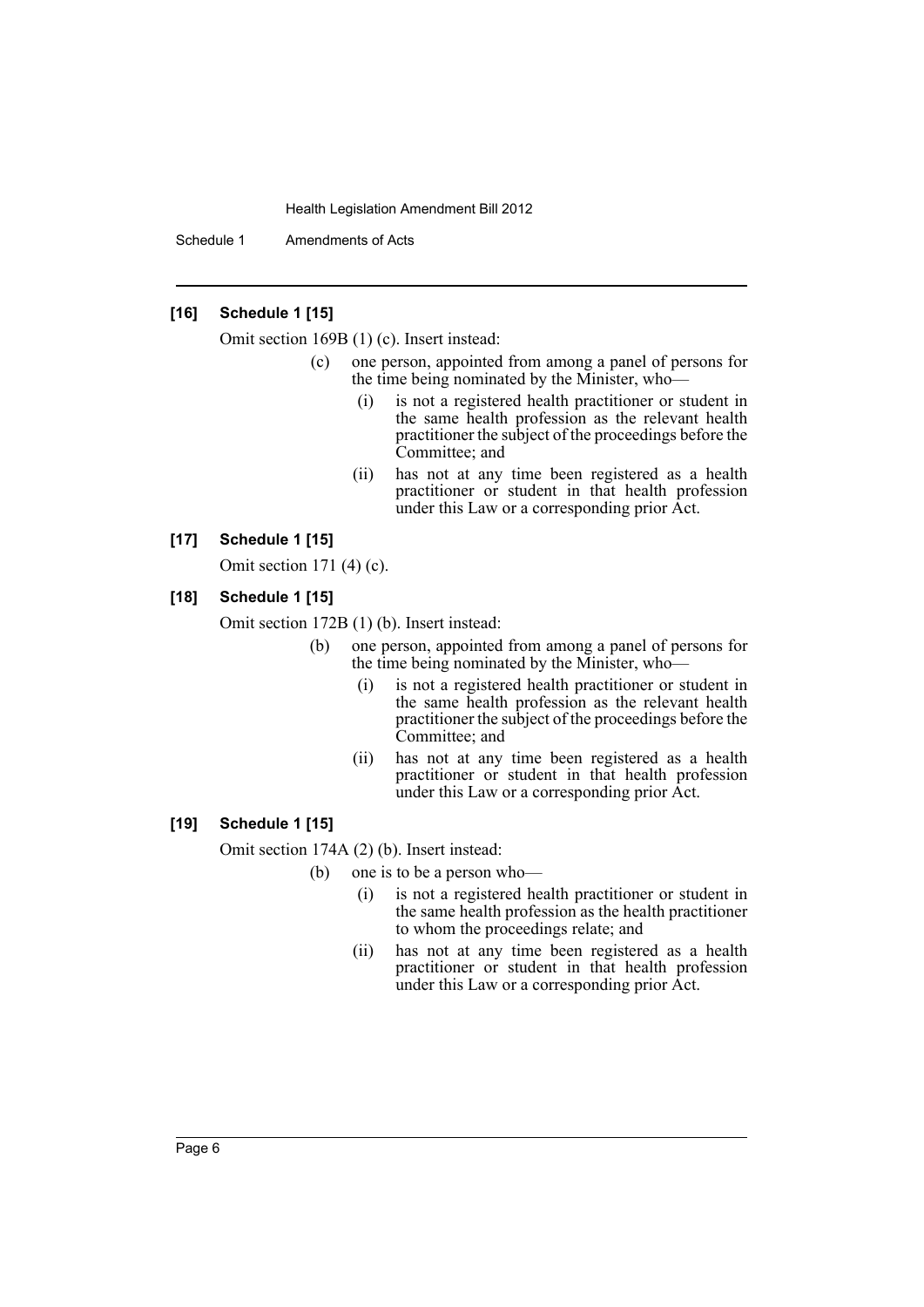**[16] Schedule 1 [15]**

Omit section 169B (1) (c). Insert instead:

> (c) one person, appointed from among a panel of persons for the time being nominated by the Minister, who—
>
> (i) is not a registered health practitioner or student in the same health profession as the relevant health practitioner the subject of the proceedings before the Committee; and
>
> (ii) has not at any time been registered as a health practitioner or student in that health profession under this Law or a corresponding prior Act.

**[17] Schedule 1 [15]**

Omit section 171 (4) (c).

**[18] Schedule 1 [15]**

Omit section 172B (1) (b). Insert instead:

> (b) one person, appointed from among a panel of persons for the time being nominated by the Minister, who—
>
> (i) is not a registered health practitioner or student in the same health profession as the relevant health practitioner the subject of the proceedings before the Committee; and
>
> (ii) has not at any time been registered as a health practitioner or student in that health profession under this Law or a corresponding prior Act.

**[19] Schedule 1 [15]**

Omit section 174A (2) (b). Insert instead:

> (b) one is to be a person who—
>
> (i) is not a registered health practitioner or student in the same health profession as the health practitioner to whom the proceedings relate; and
>
> (ii) has not at any time been registered as a health practitioner or student in that health profession under this Law or a corresponding prior Act.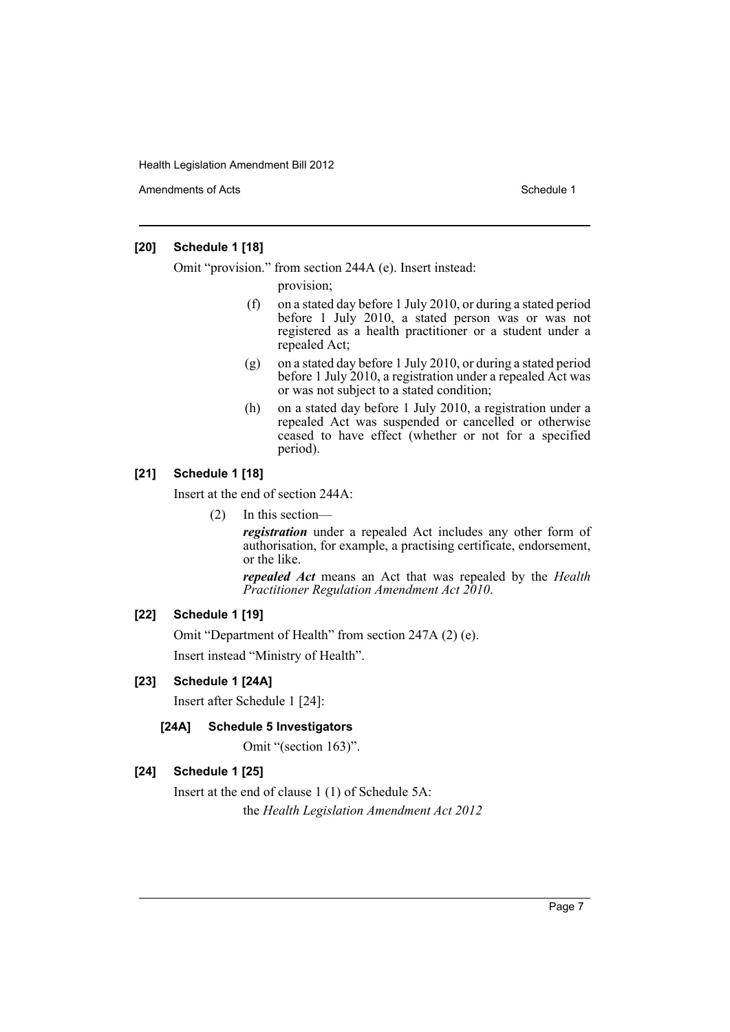#### [20] Schedule 1 [18]

Omit "provision." from section 244A (e). Insert instead:

provision;

(f) on a stated day before 1 July 2010, or during a stated period before 1 July 2010, a stated person was or was not registered as a health practitioner or a student under a repealed Act;

(g) on a stated day before 1 July 2010, or during a stated period before 1 July 2010, a registration under a repealed Act was or was not subject to a stated condition;

(h) on a stated day before 1 July 2010, a registration under a repealed Act was suspended or cancelled or otherwise ceased to have effect (whether or not for a specified period).

#### [21] Schedule 1 [18]

Insert at the end of section 244A:

(2) In this section—

***registration*** under a repealed Act includes any other form of authorisation, for example, a practising certificate, endorsement, or the like.

***repealed Act*** means an Act that was repealed by the *Health Practitioner Regulation Amendment Act 2010*.

#### [22] Schedule 1 [19]

Omit "Department of Health" from section 247A (2) (e).

Insert instead "Ministry of Health".

#### [23] Schedule 1 [24A]

Insert after Schedule 1 [24]:

##### [24A] Schedule 5 Investigators

Omit "(section 163)".

#### [24] Schedule 1 [25]

Insert at the end of clause 1 (1) of Schedule 5A:

the *Health Legislation Amendment Act 2012*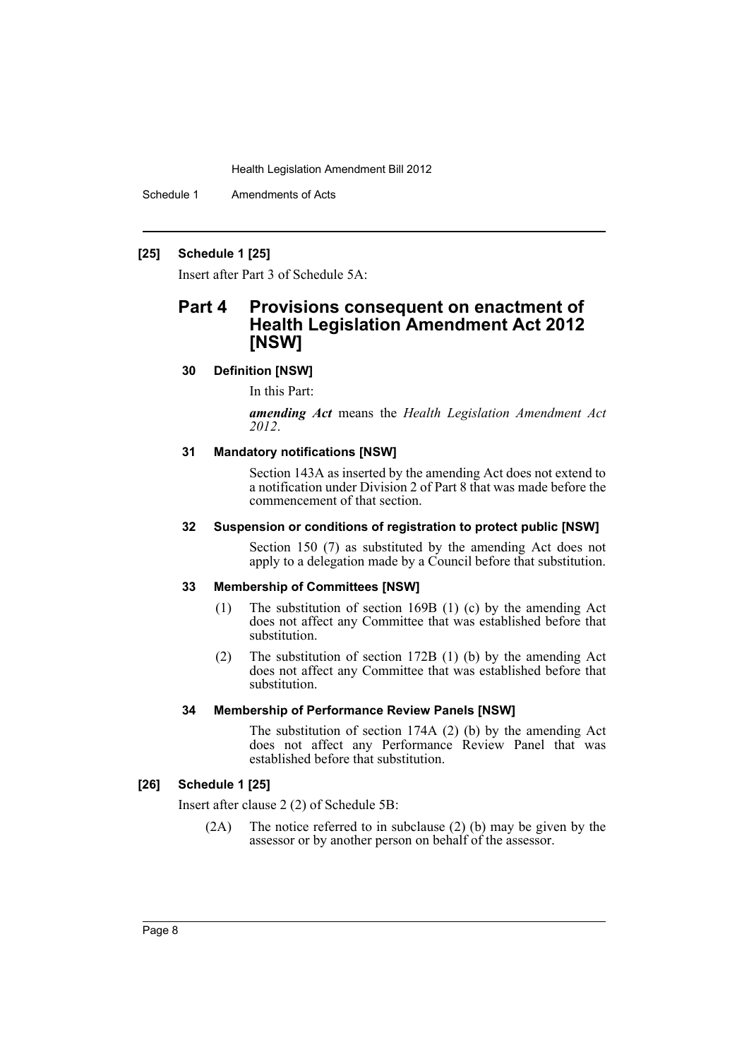**[25] Schedule 1 [25]**

Insert after Part 3 of Schedule 5A:

## Part 4 Provisions consequent on enactment of Health Legislation Amendment Act 2012 [NSW]

### 30 Definition [NSW]

In this Part:

***amending Act*** means the *Health Legislation Amendment Act 2012*.

### 31 Mandatory notifications [NSW]

Section 143A as inserted by the amending Act does not extend to a notification under Division 2 of Part 8 that was made before the commencement of that section.

### 32 Suspension or conditions of registration to protect public [NSW]

Section 150 (7) as substituted by the amending Act does not apply to a delegation made by a Council before that substitution.

### 33 Membership of Committees [NSW]

(1) The substitution of section 169B (1) (c) by the amending Act does not affect any Committee that was established before that substitution.

(2) The substitution of section 172B (1) (b) by the amending Act does not affect any Committee that was established before that substitution.

### 34 Membership of Performance Review Panels [NSW]

The substitution of section 174A (2) (b) by the amending Act does not affect any Performance Review Panel that was established before that substitution.

**[26] Schedule 1 [25]**

Insert after clause 2 (2) of Schedule 5B:

(2A) The notice referred to in subclause (2) (b) may be given by the assessor or by another person on behalf of the assessor.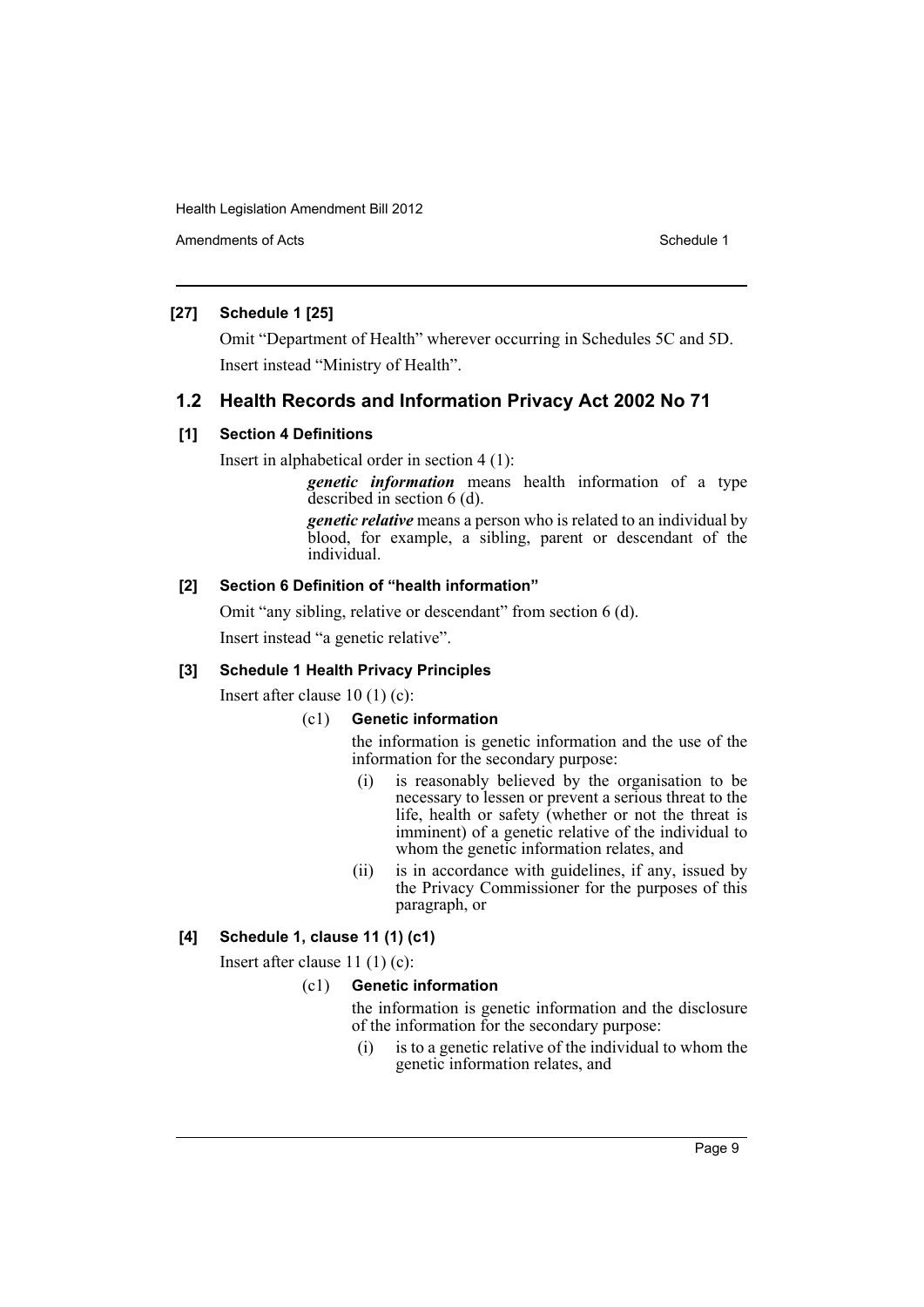**[27] Schedule 1 [25]**

Omit "Department of Health" wherever occurring in Schedules 5C and 5D.

Insert instead "Ministry of Health".

## 1.2 Health Records and Information Privacy Act 2002 No 71

**[1] Section 4 Definitions**

Insert in alphabetical order in section 4 (1):

> ***genetic information*** means health information of a type described in section 6 (d).
>
> ***genetic relative*** means a person who is related to an individual by blood, for example, a sibling, parent or descendant of the individual.

**[2] Section 6 Definition of "health information"**

Omit "any sibling, relative or descendant" from section 6 (d).

Insert instead "a genetic relative".

**[3] Schedule 1 Health Privacy Principles**

Insert after clause 10 (1) (c):

> (c1) **Genetic information**
>
> the information is genetic information and the use of the information for the secondary purpose:
>
> (i) is reasonably believed by the organisation to be necessary to lessen or prevent a serious threat to the life, health or safety (whether or not the threat is imminent) of a genetic relative of the individual to whom the genetic information relates, and
>
> (ii) is in accordance with guidelines, if any, issued by the Privacy Commissioner for the purposes of this paragraph, or

**[4] Schedule 1, clause 11 (1) (c1)**

Insert after clause 11 (1) (c):

> (c1) **Genetic information**
>
> the information is genetic information and the disclosure of the information for the secondary purpose:
>
> (i) is to a genetic relative of the individual to whom the genetic information relates, and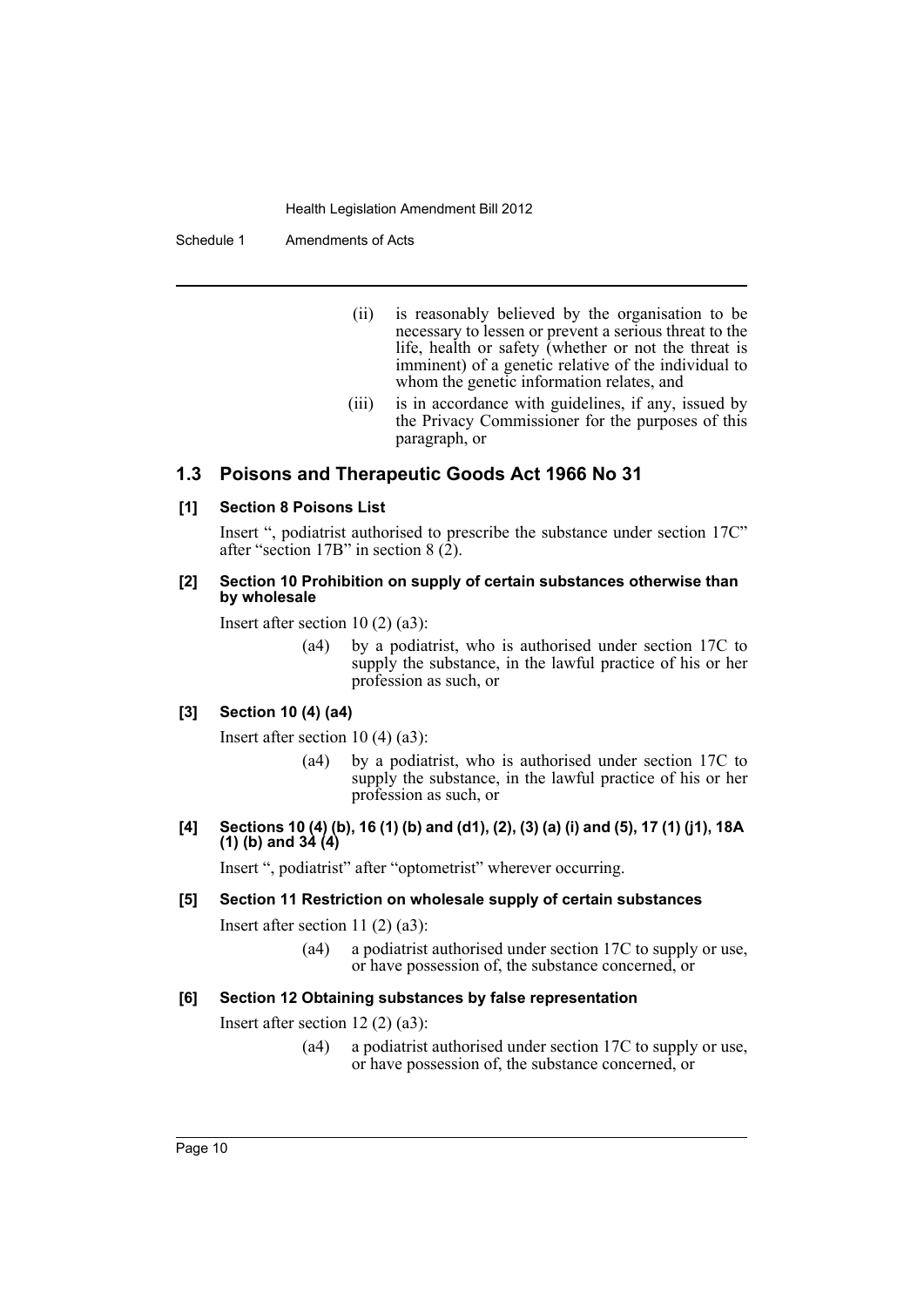(ii) is reasonably believed by the organisation to be necessary to lessen or prevent a serious threat to the life, health or safety (whether or not the threat is imminent) of a genetic relative of the individual to whom the genetic information relates, and

(iii) is in accordance with guidelines, if any, issued by the Privacy Commissioner for the purposes of this paragraph, or

## 1.3 Poisons and Therapeutic Goods Act 1966 No 31

### [1] Section 8 Poisons List

Insert ", podiatrist authorised to prescribe the substance under section 17C" after "section 17B" in section 8 (2).

### [2] Section 10 Prohibition on supply of certain substances otherwise than by wholesale

Insert after section 10 (2) (a3):

> (a4) by a podiatrist, who is authorised under section 17C to supply the substance, in the lawful practice of his or her profession as such, or

### [3] Section 10 (4) (a4)

Insert after section 10 (4) (a3):

> (a4) by a podiatrist, who is authorised under section 17C to supply the substance, in the lawful practice of his or her profession as such, or

### [4] Sections 10 (4) (b), 16 (1) (b) and (d1), (2), (3) (a) (i) and (5), 17 (1) (j1), 18A (1) (b) and 34 (4)

Insert ", podiatrist" after "optometrist" wherever occurring.

### [5] Section 11 Restriction on wholesale supply of certain substances

Insert after section 11 (2) (a3):

> (a4) a podiatrist authorised under section 17C to supply or use, or have possession of, the substance concerned, or

### [6] Section 12 Obtaining substances by false representation

Insert after section 12 (2) (a3):

> (a4) a podiatrist authorised under section 17C to supply or use, or have possession of, the substance concerned, or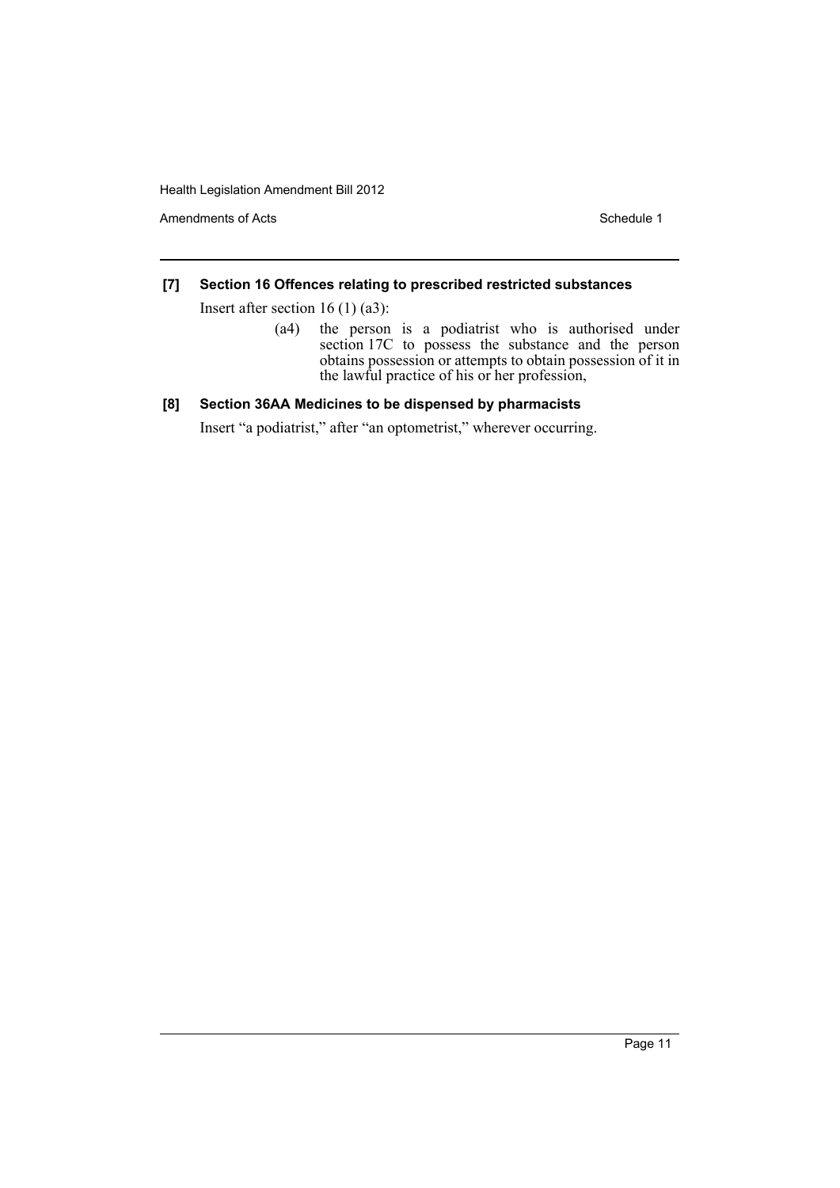### [7] Section 16 Offences relating to prescribed restricted substances

Insert after section 16 (1) (a3):

(a4) the person is a podiatrist who is authorised under section 17C to possess the substance and the person obtains possession or attempts to obtain possession of it in the lawful practice of his or her profession,

### [8] Section 36AA Medicines to be dispensed by pharmacists

Insert "a podiatrist," after "an optometrist," wherever occurring.